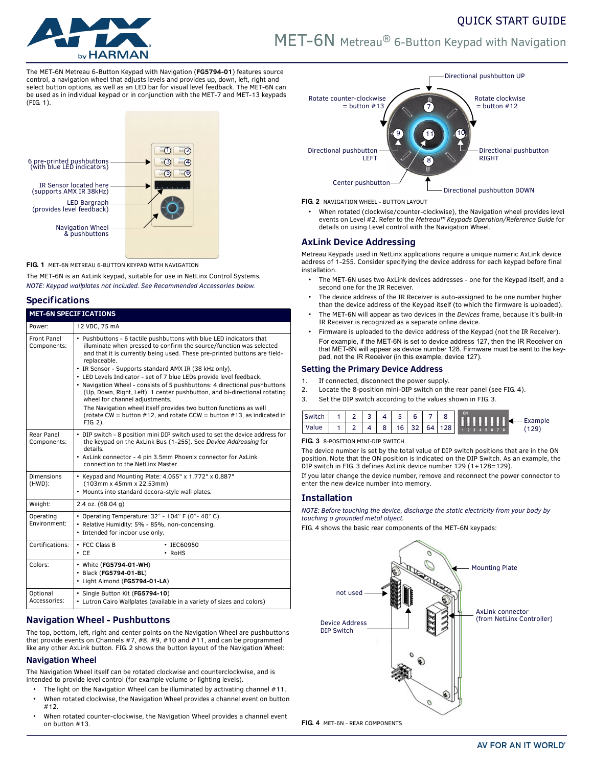# QUICK START GUIDE

# MET-6N Metreau® 6-Button Keypad with Navigation

The MET-6N Metreau 6-Button Keypad with Navigation (**FG5794-01**) features source control, a navigation wheel that adjusts levels and provides up, down, left, right and select button options, as well as an LED bar for visual level feedback. The MET-6N can be used as in individual keypad or in conjunction with the MET-7 and MET-13 keypads (FIG. 1).

6 pre-printed pushbuttons (with blue LED indicators)
IR Sensor located here (supports AMX IR 38kHz)
LED Bargraph (provides level feedback)
Navigation Wheel & pushbuttons

**FIG. 1** MET-6N METREAU 6-BUTTON KEYPAD WITH NAVIGATION

The MET-6N is an AxLink keypad, suitable for use in NetLinx Control Systems.

*NOTE: Keypad wallplates not included. See Recommended Accessories below.*

## Specifications

| MET-6N SPECIFICATIONS | |
|---|---|
| Power: | 12 VDC, 75 mA |
| Front Panel Components: | • Pushbuttons - 6 tactile pushbuttons with blue LED indicators that illuminate when pressed to confirm the source/function was selected and that it is currently being used. These pre-printed buttons are field-replaceable.<br>• IR Sensor - Supports standard AMX IR (38 kHz only).<br>• LED Levels Indicator - set of 7 blue LEDs provide level feedback.<br>• Navigation Wheel - consists of 5 pushbuttons: 4 directional pushbuttons (Up, Down, Right, Left), 1 center pushbutton, and bi-directional rotating wheel for channel adjustments.<br>The Navigation wheel itself provides two button functions as well (rotate CW = button #12, and rotate CCW = button #13, as indicated in FIG. 2). |
| Rear Panel Components: | • DIP switch - 8 position mini DIP switch used to set the device address for the keypad on the AxLink Bus (1-255). See *Device Addressing* for details.<br>• AxLink connector - 4 pin 3.5mm Phoenix connector for AxLink connection to the NetLinx Master. |
| Dimensions (HWD): | • Keypad and Mounting Plate: 4.055" x 1.772" x 0.887" (103mm x 45mm x 22.53mm)<br>• Mounts into standard decora-style wall plates. |
| Weight: | 2.4 oz. (68.04 g) |
| Operating Environment: | • Operating Temperature: 32° - 104° F (0°- 40° C).<br>• Relative Humidity: 5% - 85%, non-condensing.<br>• Intended for indoor use only. |
| Certifications: | • FCC Class B • IEC60950<br>• CE • RoHS |
| Colors: | • White (**FG5794-01-WH**)<br>• Black (**FG5794-01-BL**)<br>• Light Almond (**FG5794-01-LA**) |
| Optional Accessories: | • Single Button Kit (**FG5794-10**)<br>• Lutron Cairo Wallplates (available in a variety of sizes and colors) |

## Navigation Wheel - Pushbuttons

The top, bottom, left, right and center points on the Navigation Wheel are pushbuttons that provide events on Channels #7, #8, #9, #10 and #11, and can be programmed like any other AxLink button. FIG. 2 shows the button layout of the Navigation Wheel:

### Navigation Wheel

The Navigation Wheel itself can be rotated clockwise and counterclockwise, and is intended to provide level control (for example volume or lighting levels).

- The light on the Navigation Wheel can be illuminated by activating channel #11.
- When rotated clockwise, the Navigation Wheel provides a channel event on button #12.
- When rotated counter-clockwise, the Navigation Wheel provides a channel event on button #13.

Directional pushbutton UP
Rotate counter-clockwise = button #13
Rotate clockwise = button #12
Directional pushbutton LEFT
Directional pushbutton RIGHT
Center pushbutton
Directional pushbutton DOWN

**FIG. 2** NAVIGATION WHEEL - BUTTON LAYOUT

- When rotated (clockwise/counter-clockwise), the Navigation wheel provides level events on Level #2. Refer to the *Metreau™ Keypads Operation/Reference Guide* for details on using Level control with the Navigation Wheel.

## AxLink Device Addressing

Metreau Keypads used in NetLinx applications require a unique numeric AxLink device address of 1-255. Consider specifying the device address for each keypad before final installation.

- The MET-6N uses two AxLink devices addresses - one for the Keypad itself, and a second one for the IR Receiver.
- The device address of the IR Receiver is auto-assigned to be one number higher than the device address of the Keypad itself (to which the firmware is uploaded).
- The MET-6N will appear as two devices in the *Devices* frame, because it's built-in IR Receiver is recognized as a separate online device.
- Firmware is uploaded to the device address of the Keypad (not the IR Receiver). For example, if the MET-6N is set to device address 127, then the IR Receiver on that MET-6N will appear as device number 128. Firmware must be sent to the key-pad, not the IR Receiver (in this example, device 127).

### Setting the Primary Device Address

1. If connected, disconnect the power supply.
2. Locate the 8-position mini-DIP switch on the rear panel (see FIG. 4).
3. Set the DIP switch according to the values shown in FIG. 3.

| Switch | 1 | 2 | 3 | 4 | 5 | 6 | 7 | 8 |
|---|---|---|---|---|---|---|---|---|
| Value | 1 | 2 | 4 | 8 | 16 | 32 | 64 | 128 |

Example (129)

**FIG. 3** 8-POSITION MINI-DIP SWITCH

The device number is set by the total value of DIP switch positions that are in the ON position. Note that the ON position is indicated on the DIP Switch. As an example, the DIP switch in FIG. 3 defines AxLink device number 129 (1+128=129).

If you later change the device number, remove and reconnect the power connector to enter the new device number into memory.

## Installation

*NOTE: Before touching the device, discharge the static electricity from your body by touching a grounded metal object.*

FIG. 4 shows the basic rear components of the MET-6N keypads:

Mounting Plate
not used
AxLink connector (from NetLinx Controller)
Device Address DIP Switch

**FIG. 4** MET-6N - REAR COMPONENTS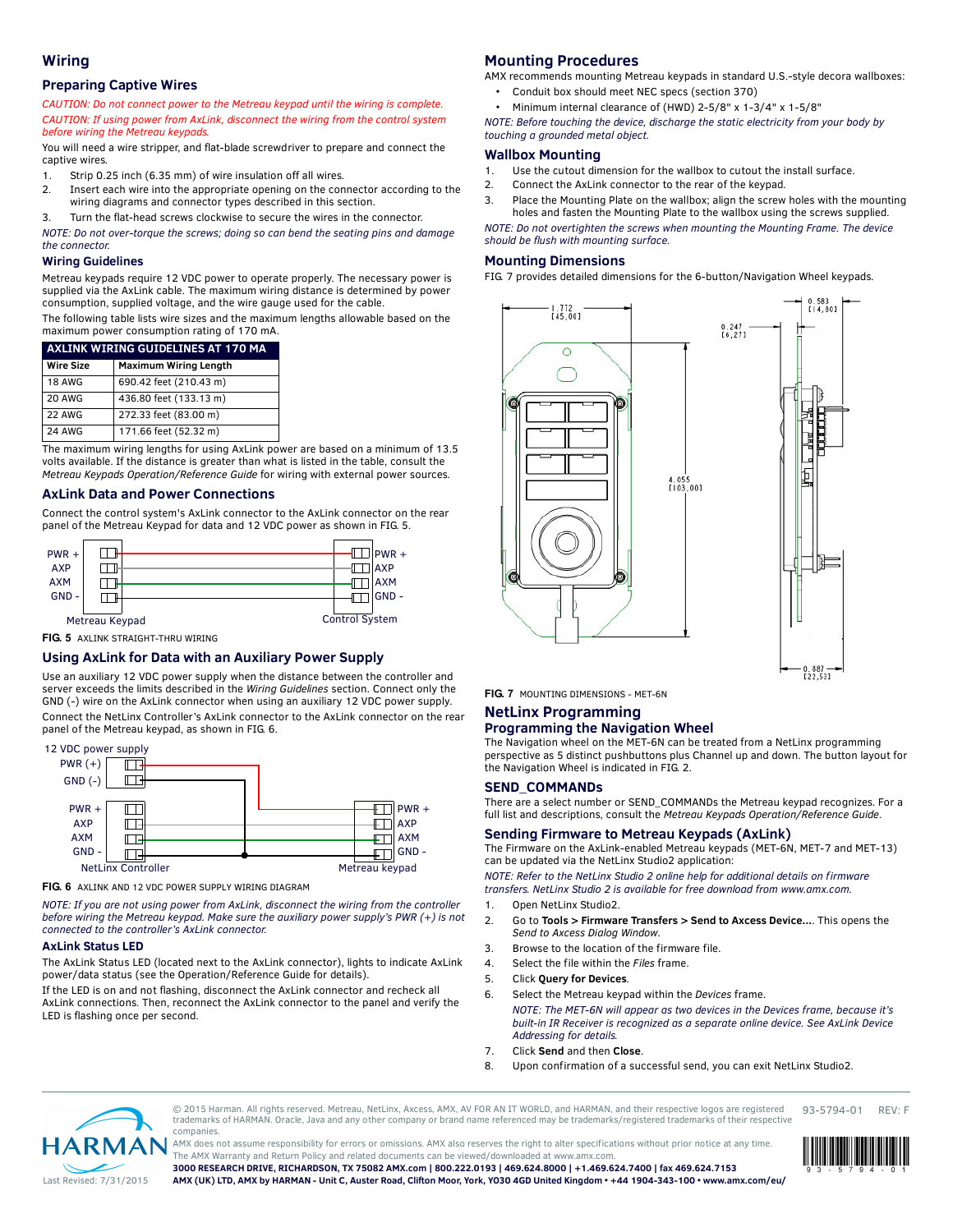## Wiring

### Preparing Captive Wires

*CAUTION: Do not connect power to the Metreau keypad until the wiring is complete.*

*CAUTION: If using power from AxLink, disconnect the wiring from the control system before wiring the Metreau keypads.*

You will need a wire stripper, and flat-blade screwdriver to prepare and connect the captive wires.

1. Strip 0.25 inch (6.35 mm) of wire insulation off all wires.
2. Insert each wire into the appropriate opening on the connector according to the wiring diagrams and connector types described in this section.
3. Turn the flat-head screws clockwise to secure the wires in the connector.

*NOTE: Do not over-torque the screws; doing so can bend the seating pins and damage the connector.*

### Wiring Guidelines

Metreau keypads require 12 VDC power to operate properly. The necessary power is supplied via the AxLink cable. The maximum wiring distance is determined by power consumption, supplied voltage, and the wire gauge used for the cable.

The following table lists wire sizes and the maximum lengths allowable based on the maximum power consumption rating of 170 mA.

| AXLINK WIRING GUIDELINES AT 170 MA | |
|---|---|
| **Wire Size** | **Maximum Wiring Length** |
| 18 AWG | 690.42 feet (210.43 m) |
| 20 AWG | 436.80 feet (133.13 m) |
| 22 AWG | 272.33 feet (83.00 m) |
| 24 AWG | 171.66 feet (52.32 m) |

The maximum wiring lengths for using AxLink power are based on a minimum of 13.5 volts available. If the distance is greater than what is listed in the table, consult the *Metreau Keypads Operation/Reference Guide* for wiring with external power sources.

### AxLink Data and Power Connections

Connect the control system's AxLink connector to the AxLink connector on the rear panel of the Metreau Keypad for data and 12 VDC power as shown in FIG. 5.

PWR +
AXP
AXM
GND -
Metreau Keypad

PWR +
AXP
AXM
GND -
Control System

**FIG. 5** AXLINK STRAIGHT-THRU WIRING

### Using AxLink for Data with an Auxiliary Power Supply

Use an auxiliary 12 VDC power supply when the distance between the controller and server exceeds the limits described in the *Wiring Guidelines* section. Connect only the GND (-) wire on the AxLink connector when using an auxiliary 12 VDC power supply.

Connect the NetLinx Controller's AxLink connector to the AxLink connector on the rear panel of the Metreau keypad, as shown in FIG. 6.

12 VDC power supply
PWR (+)
GND (-)

PWR +
AXP
AXM
GND -
NetLinx Controller

PWR +
AXP
AXM
GND -
Metreau keypad

**FIG. 6** AXLINK AND 12 VDC POWER SUPPLY WIRING DIAGRAM

*NOTE: If you are not using power from AxLink, disconnect the wiring from the controller before wiring the Metreau keypad. Make sure the auxiliary power supply's PWR (+) is not connected to the controller's AxLink connector.*

### AxLink Status LED

The AxLink Status LED (located next to the AxLink connector), lights to indicate AxLink power/data status (see the Operation/Reference Guide for details).

If the LED is on and not flashing, disconnect the AxLink connector and recheck all AxLink connections. Then, reconnect the AxLink connector to the panel and verify the LED is flashing once per second.

## Mounting Procedures

AMX recommends mounting Metreau keypads in standard U.S.-style decora wallboxes:

- Conduit box should meet NEC specs (section 370)
- Minimum internal clearance of (HWD) 2-5/8" x 1-3/4" x 1-5/8"

*NOTE: Before touching the device, discharge the static electricity from your body by touching a grounded metal object.*

### Wallbox Mounting

1. Use the cutout dimension for the wallbox to cutout the install surface.
2. Connect the AxLink connector to the rear of the keypad.
3. Place the Mounting Plate on the wallbox; align the screw holes with the mounting holes and fasten the Mounting Plate to the wallbox using the screws supplied.

*NOTE: Do not overtighten the screws when mounting the Mounting Frame. The device should be flush with mounting surface.*

### Mounting Dimensions

FIG. 7 provides detailed dimensions for the 6-button/Navigation Wheel keypads.

1.772
[45,00]
4.055
[103,00]
0.247
[6,27]
0.583
[14,80]
0.887
[22,53]

**FIG. 7** MOUNTING DIMENSIONS - MET-6N

## NetLinx Programming

### Programming the Navigation Wheel

The Navigation wheel on the MET-6N can be treated from a NetLinx programming perspective as 5 distinct pushbuttons plus Channel up and down. The button layout for the Navigation Wheel is indicated in FIG. 2.

### SEND_COMMANDs

There are a select number or SEND_COMMANDs the Metreau keypad recognizes. For a full list and descriptions, consult the *Metreau Keypads Operation/Reference Guide*.

### Sending Firmware to Metreau Keypads (AxLink)

The Firmware on the AxLink-enabled Metreau keypads (MET-6N, MET-7 and MET-13) can be updated via the NetLinx Studio2 application:

*NOTE: Refer to the NetLinx Studio 2 online help for additional details on firmware transfers. NetLinx Studio 2 is available for free download from www.amx.com.*

1. Open NetLinx Studio2.
2. Go to **Tools > Firmware Transfers > Send to Axcess Device...**. This opens the *Send to Axcess Dialog Window*.
3. Browse to the location of the firmware file.
4. Select the file within the *Files* frame.
5. Click **Query for Devices**.
6. Select the Metreau keypad within the *Devices* frame.

   *NOTE: The MET-6N will appear as two devices in the Devices frame, because it's built-in IR Receiver is recognized as a separate online device. See AxLink Device Addressing for details.*
7. Click **Send** and then **Close**.
8. Upon confirmation of a successful send, you can exit NetLinx Studio2.

© 2015 Harman. All rights reserved. Metreau, NetLinx, Axcess, AMX, AV FOR AN IT WORLD, and HARMAN, and their respective logos are registered trademarks of HARMAN. Oracle, Java and any other company or brand name referenced may be trademarks/registered trademarks of their respective companies.

AMX does not assume responsibility for errors or omissions. AMX also reserves the right to alter specifications without prior notice at any time. The AMX Warranty and Return Policy and related documents can be viewed/downloaded at www.amx.com.

**3000 RESEARCH DRIVE, RICHARDSON, TX 75082 AMX.com | 800.222.0193 | 469.624.8000 | +1.469.624.7400 | fax 469.624.7153**

**AMX (UK) LTD, AMX by HARMAN - Unit C, Auster Road, Clifton Moor, York, YO30 4GD United Kingdom • +44 1904-343-100 • www.amx.com/eu/**

93-5794-01 REV: F

Last Revised: 7/31/2015